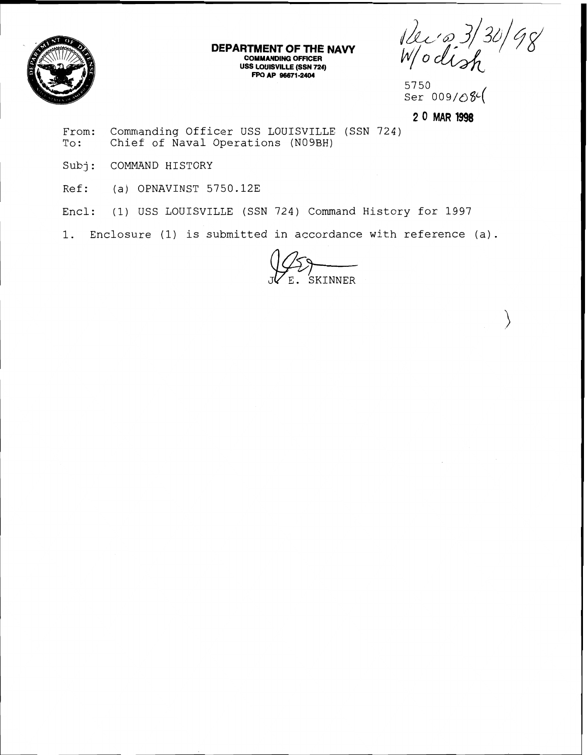**DEPARTMENT OF THE NAVY**
**COMMANDING OFFICER**
**USS LOUISVILLE (SSN 724)**
**FPO AP 96671-2404**

Rec'd 3/30/98
W/o dish

5750
Ser 009/084

**20 MAR 1998**

From: Commanding Officer USS LOUISVILLE (SSN 724)
To: Chief of Naval Operations (N09BH)

Subj: COMMAND HISTORY

Ref: (a) OPNAVINST 5750.12E

Encl: (1) USS LOUISVILLE (SSN 724) Command History for 1997

1. Enclosure (1) is submitted in accordance with reference (a).

J. E. SKINNER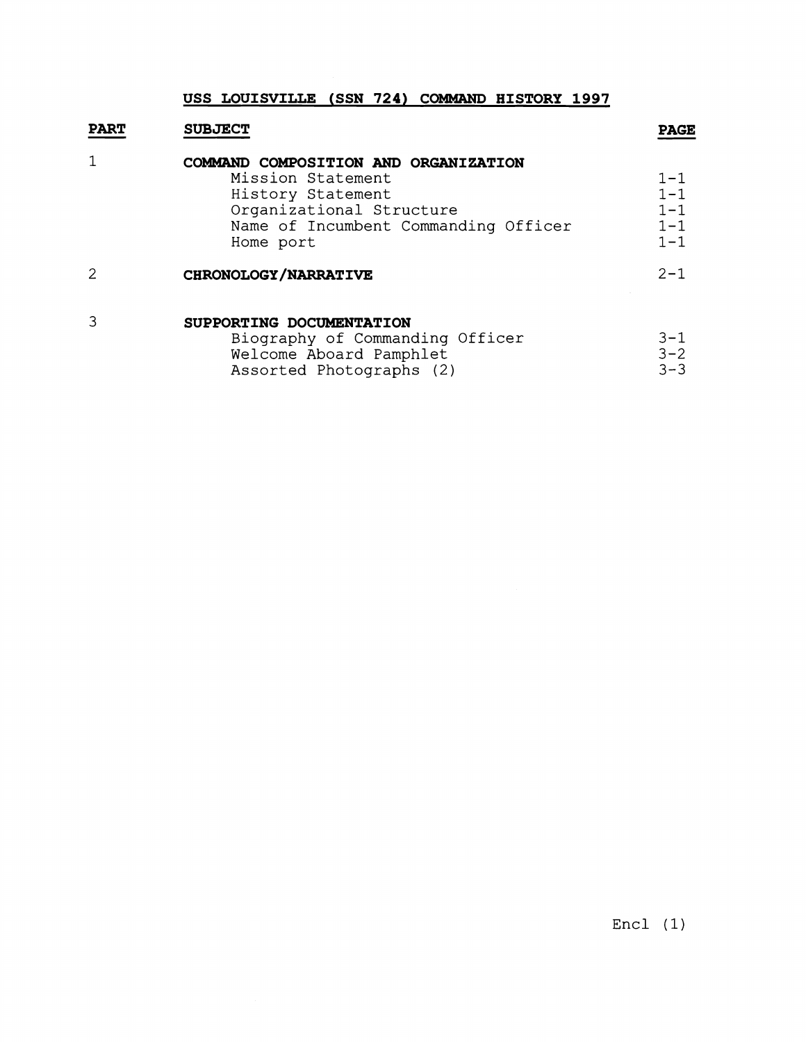# USS LOUISVILLE (SSN 724) COMMAND HISTORY 1997

| PART | SUBJECT | PAGE |
|---|---|---|
| 1 | **COMMAND COMPOSITION AND ORGANIZATION** | |
| | Mission Statement | 1-1 |
| | History Statement | 1-1 |
| | Organizational Structure | 1-1 |
| | Name of Incumbent Commanding Officer | 1-1 |
| | Home port | 1-1 |
| 2 | **CHRONOLOGY/NARRATIVE** | 2-1 |
| 3 | **SUPPORTING DOCUMENTATION** | |
| | Biography of Commanding Officer | 3-1 |
| | Welcome Aboard Pamphlet | 3-2 |
| | Assorted Photographs (2) | 3-3 |

Encl (1)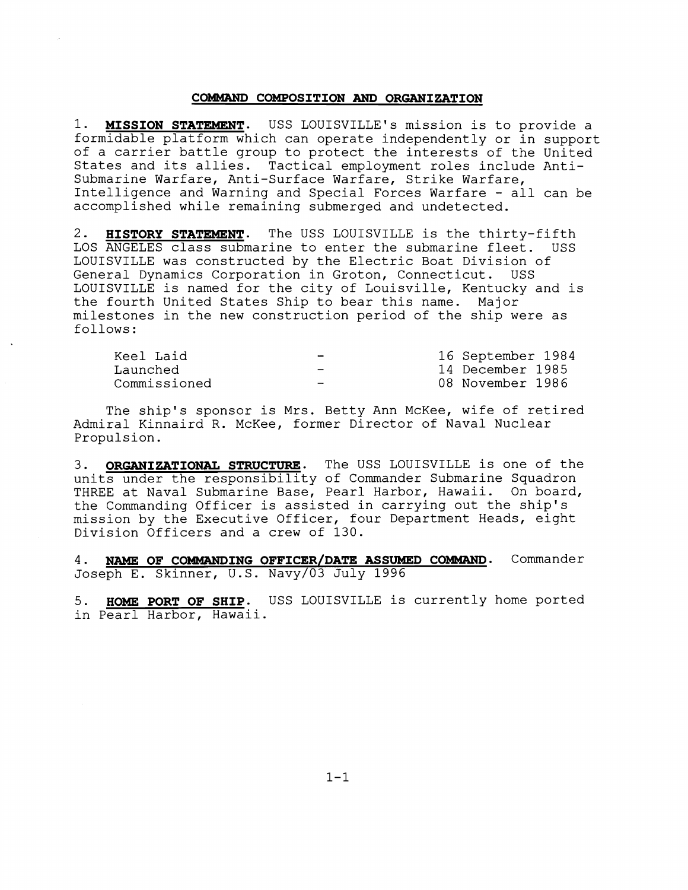## COMMAND COMPOSITION AND ORGANIZATION

1. **MISSION STATEMENT**. USS LOUISVILLE's mission is to provide a formidable platform which can operate independently or in support of a carrier battle group to protect the interests of the United States and its allies. Tactical employment roles include Anti-Submarine Warfare, Anti-Surface Warfare, Strike Warfare, Intelligence and Warning and Special Forces Warfare - all can be accomplished while remaining submerged and undetected.

2. **HISTORY STATEMENT**. The USS LOUISVILLE is the thirty-fifth LOS ANGELES class submarine to enter the submarine fleet. USS LOUISVILLE was constructed by the Electric Boat Division of General Dynamics Corporation in Groton, Connecticut. USS LOUISVILLE is named for the city of Louisville, Kentucky and is the fourth United States Ship to bear this name. Major milestones in the new construction period of the ship were as follows:

| | | |
|---|---|---|
| Keel Laid | - | 16 September 1984 |
| Launched | - | 14 December 1985 |
| Commissioned | - | 08 November 1986 |

The ship's sponsor is Mrs. Betty Ann McKee, wife of retired Admiral Kinnaird R. McKee, former Director of Naval Nuclear Propulsion.

3. **ORGANIZATIONAL STRUCTURE**. The USS LOUISVILLE is one of the units under the responsibility of Commander Submarine Squadron THREE at Naval Submarine Base, Pearl Harbor, Hawaii. On board, the Commanding Officer is assisted in carrying out the ship's mission by the Executive Officer, four Department Heads, eight Division Officers and a crew of 130.

4. **NAME OF COMMANDING OFFICER/DATE ASSUMED COMMAND**. Commander Joseph E. Skinner, U.S. Navy/03 July 1996

5. **HOME PORT OF SHIP**. USS LOUISVILLE is currently home ported in Pearl Harbor, Hawaii.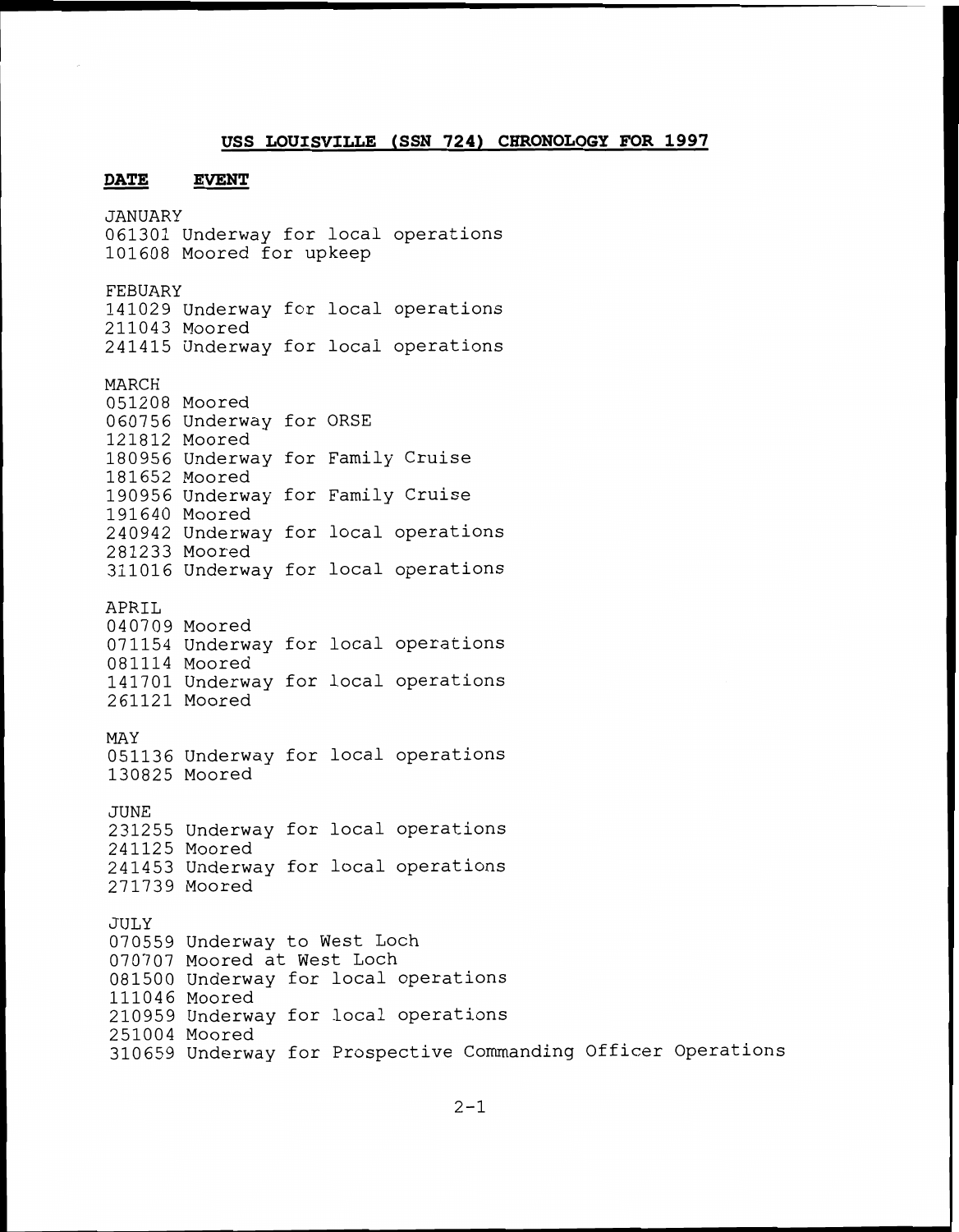## USS LOUISVILLE (SSN 724) CHRONOLOGY FOR 1997

**DATE** **EVENT**

JANUARY
061301 Underway for local operations
101608 Moored for upkeep

FEBUARY
141029 Underway for local operations
211043 Moored
241415 Underway for local operations

MARCH
051208 Moored
060756 Underway for ORSE
121812 Moored
180956 Underway for Family Cruise
181652 Moored
190956 Underway for Family Cruise
191640 Moored
240942 Underway for local operations
281233 Moored
311016 Underway for local operations

APRIL
040709 Moored
071154 Underway for local operations
081114 Moored
141701 Underway for local operations
261121 Moored

MAY
051136 Underway for local operations
130825 Moored

JUNE
231255 Underway for local operations
241125 Moored
241453 Underway for local operations
271739 Moored

JULY
070559 Underway to West Loch
070707 Moored at West Loch
081500 Underway for local operations
111046 Moored
210959 Underway for local operations
251004 Moored
310659 Underway for Prospective Commanding Officer Operations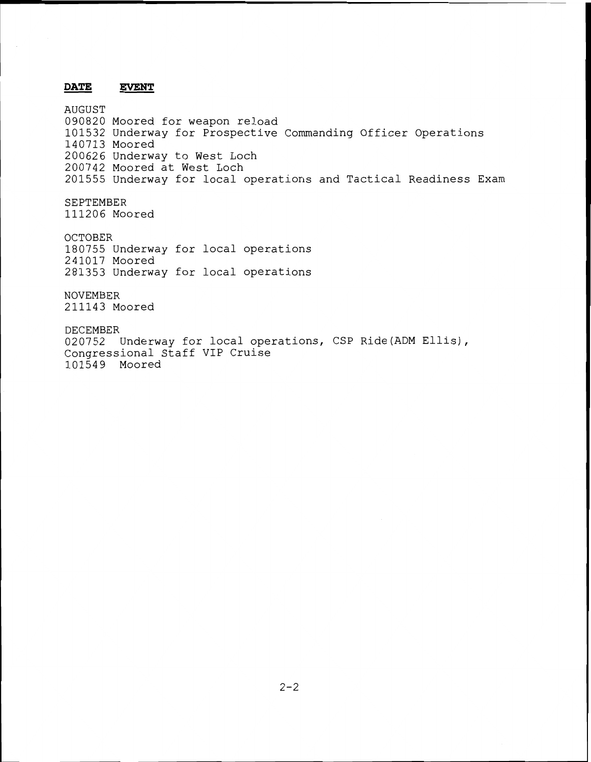**DATE** **EVENT**

AUGUST
090820 Moored for weapon reload
101532 Underway for Prospective Commanding Officer Operations
140713 Moored
200626 Underway to West Loch
200742 Moored at West Loch
201555 Underway for local operations and Tactical Readiness Exam

SEPTEMBER
111206 Moored

OCTOBER
180755 Underway for local operations
241017 Moored
281353 Underway for local operations

NOVEMBER
211143 Moored

DECEMBER
020752 Underway for local operations, CSP Ride(ADM Ellis), Congressional Staff VIP Cruise
101549 Moored